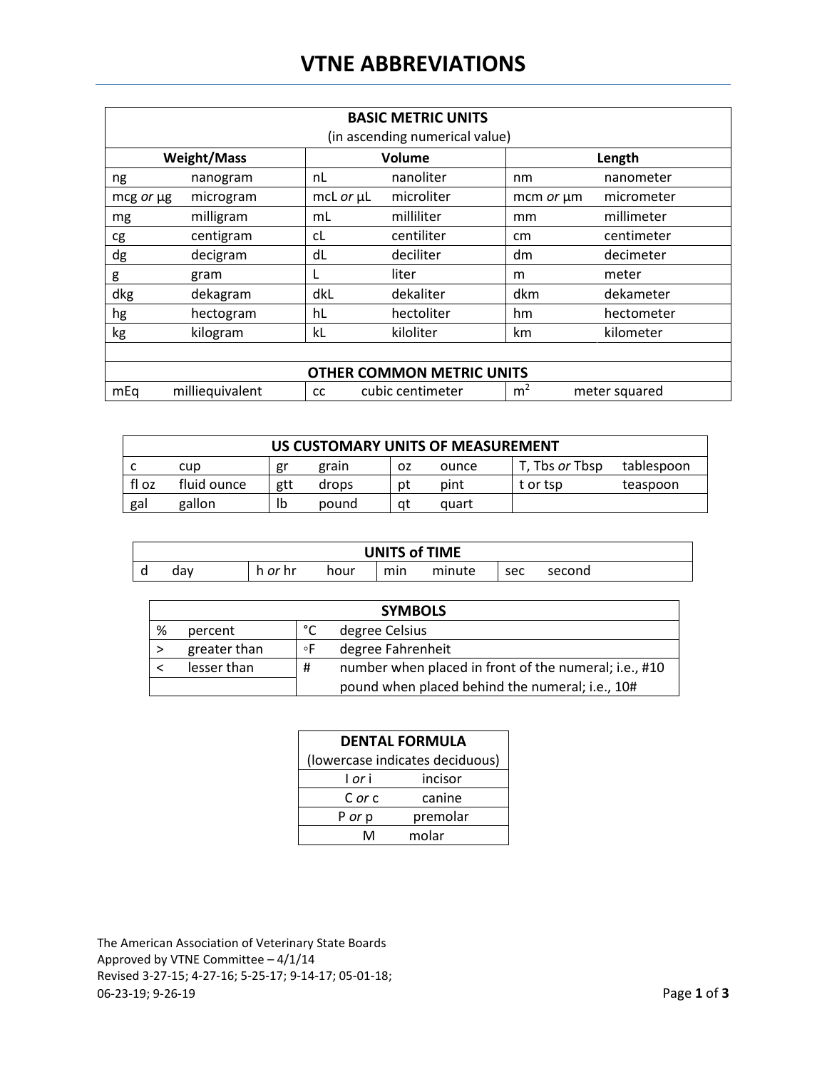# VTNE ABBREVIATIONS

| BASIC METRIC UNITS (in ascending numerical value) | | | | | |
|---|---|---|---|---|---|
| **Weight/Mass** | | **Volume** | | **Length** | |
| ng | nanogram | nL | nanoliter | nm | nanometer |
| mcg *or* µg | microgram | mcL *or* µL | microliter | mcm *or* µm | micrometer |
| mg | milligram | mL | milliliter | mm | millimeter |
| cg | centigram | cL | centiliter | cm | centimeter |
| dg | decigram | dL | deciliter | dm | decimeter |
| g | gram | L | liter | m | meter |
| dkg | dekagram | dkL | dekaliter | dkm | dekameter |
| hg | hectogram | hL | hectoliter | hm | hectometer |
| kg | kilogram | kL | kiloliter | km | kilometer |
| | | | | | |
| **OTHER COMMON METRIC UNITS** | | | | | |
| mEq | milliequivalent | cc | cubic centimeter | $m^2$ | meter squared |

| US CUSTOMARY UNITS OF MEASUREMENT | | | | | | | |
|---|---|---|---|---|---|---|---|
| c | cup | gr | grain | oz | ounce | T, Tbs *or* Tbsp | tablespoon |
| fl oz | fluid ounce | gtt | drops | pt | pint | t or tsp | teaspoon |
| gal | gallon | lb | pound | qt | quart | | |

| UNITS of TIME | | | | | | | |
|---|---|---|---|---|---|---|---|
| d | day | h *or* hr | hour | min | minute | sec | second |

| SYMBOLS | | | |
|---|---|---|---|
| % | percent | °C | degree Celsius |
| > | greater than | ◦F | degree Fahrenheit |
| < | lesser than | # | number when placed in front of the numeral; i.e., #10<br>pound when placed behind the numeral; i.e., 10# |

| DENTAL FORMULA (lowercase indicates deciduous) | |
|---|---|
| I *or* i | incisor |
| C *or* c | canine |
| P *or* p | premolar |
| M | molar |

The American Association of Veterinary State Boards
Approved by VTNE Committee – 4/1/14
Revised 3-27-15; 4-27-16; 5-25-17; 9-14-17; 05-01-18; 06-23-19; 9-26-19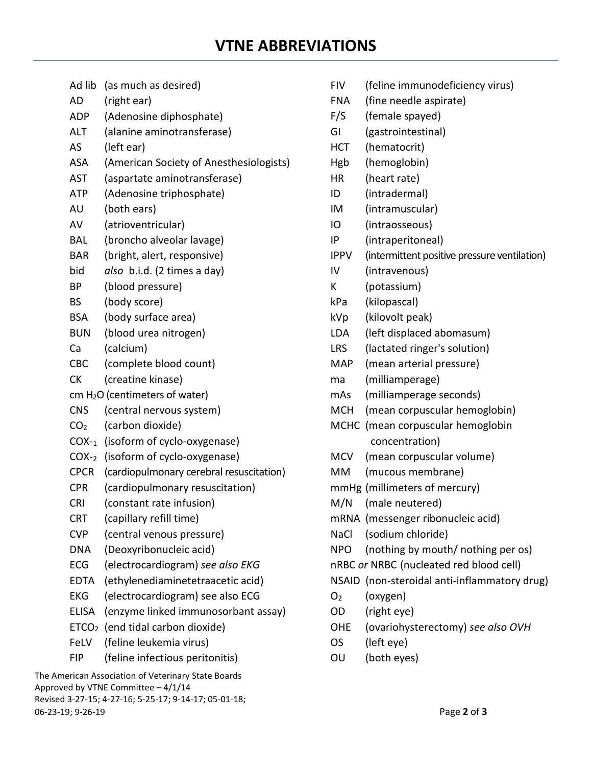# VTNE ABBREVIATIONS

- Ad lib (as much as desired)
- AD (right ear)
- ADP (Adenosine diphosphate)
- ALT (alanine aminotransferase)
- AS (left ear)
- ASA (American Society of Anesthesiologists)
- AST (aspartate aminotransferase)
- ATP (Adenosine triphosphate)
- AU (both ears)
- AV (atrioventricular)
- BAL (broncho alveolar lavage)
- BAR (bright, alert, responsive)
- bid *also* b.i.d. (2 times a day)
- BP (blood pressure)
- BS (body score)
- BSA (body surface area)
- BUN (blood urea nitrogen)
- Ca (calcium)
- CBC (complete blood count)
- CK (creatine kinase)
- cm $H_2O$ (centimeters of water)
- CNS (central nervous system)
- $CO_2$ (carbon dioxide)
- $COX\text{-}_1$ (isoform of cyclo-oxygenase)
- $COX\text{-}_2$ (isoform of cyclo-oxygenase)
- CPCR (cardiopulmonary cerebral resuscitation)
- CPR (cardiopulmonary resuscitation)
- CRI (constant rate infusion)
- CRT (capillary refill time)
- CVP (central venous pressure)
- DNA (Deoxyribonucleic acid)
- ECG (electrocardiogram) *see also EKG*
- EDTA (ethylenediaminetetraacetic acid)
- EKG (electrocardiogram) see also ECG
- ELISA (enzyme linked immunosorbant assay)
- $ETCO_2$ (end tidal carbon dioxide)
- FeLV (feline leukemia virus)
- FIP (feline infectious peritonitis)
- FIV (feline immunodeficiency virus)
- FNA (fine needle aspirate)
- F/S (female spayed)
- GI (gastrointestinal)
- HCT (hematocrit)
- Hgb (hemoglobin)
- HR (heart rate)
- ID (intradermal)
- IM (intramuscular)
- IO (intraosseous)
- IP (intraperitoneal)
- IPPV (intermittent positive pressure ventilation)
- IV (intravenous)
- K (potassium)
- kPa (kilopascal)
- kVp (kilovolt peak)
- LDA (left displaced abomasum)
- LRS (lactated ringer's solution)
- MAP (mean arterial pressure)
- ma (milliamperage)
- mAs (milliamperage seconds)
- MCH (mean corpuscular hemoglobin)
- MCHC (mean corpuscular hemoglobin concentration)
- MCV (mean corpuscular volume)
- MM (mucous membrane)
- mmHg (millimeters of mercury)
- M/N (male neutered)
- mRNA (messenger ribonucleic acid)
- NaCl (sodium chloride)
- NPO (nothing by mouth/ nothing per os)
- nRBC *or* NRBC (nucleated red blood cell)
- NSAID (non-steroidal anti-inflammatory drug)
- $O_2$ (oxygen)
- OD (right eye)
- OHE (ovariohysterectomy) *see also OVH*
- OS (left eye)
- OU (both eyes)

The American Association of Veterinary State Boards
Approved by VTNE Committee – 4/1/14
Revised 3-27-15; 4-27-16; 5-25-17; 9-14-17; 05-01-18; 06-23-19; 9-26-19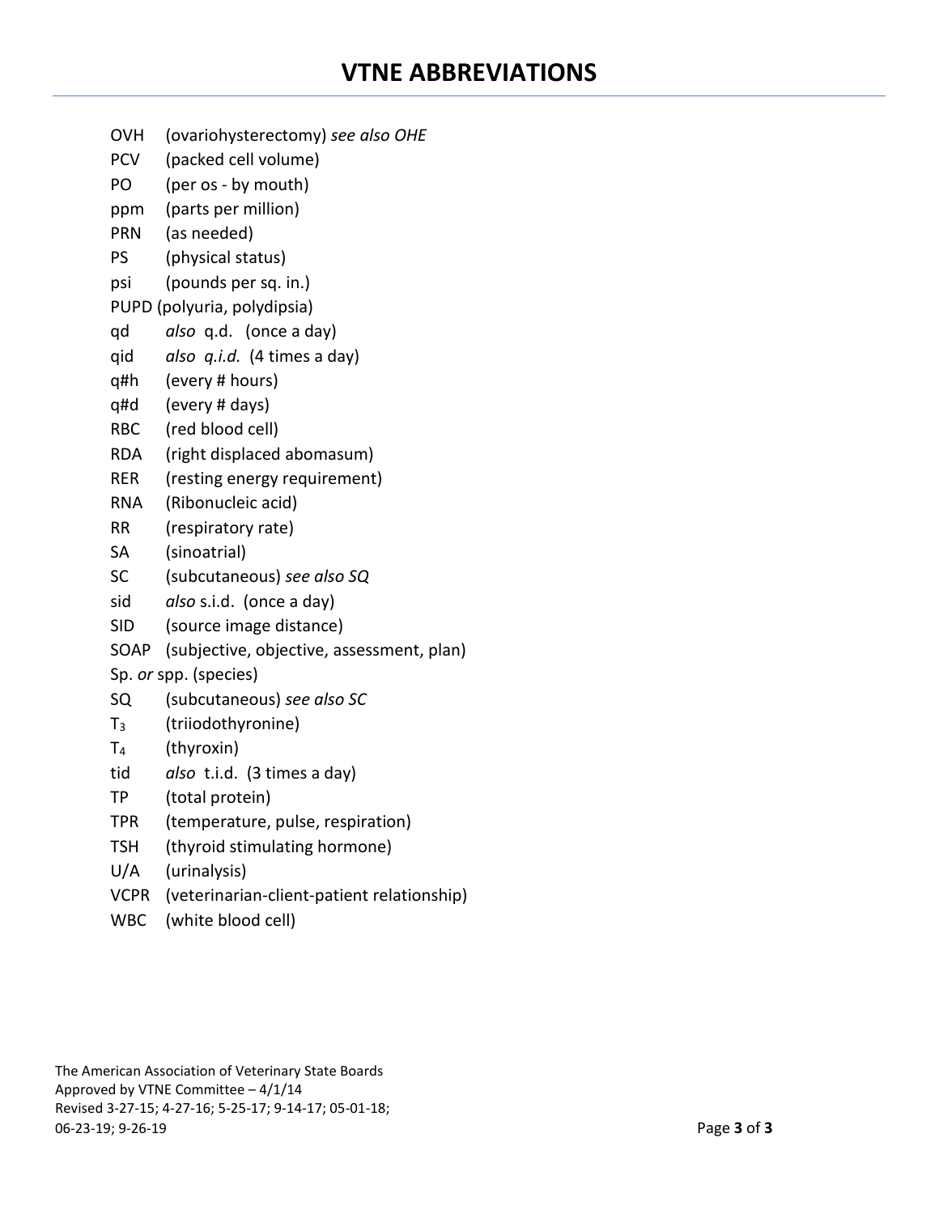# VTNE ABBREVIATIONS

OVH (ovariohysterectomy) *see also OHE*
PCV (packed cell volume)
PO (per os - by mouth)
ppm (parts per million)
PRN (as needed)
PS (physical status)
psi (pounds per sq. in.)
PUPD (polyuria, polydipsia)
qd *also* q.d. (once a day)
qid *also q.i.d.* (4 times a day)
q#h (every # hours)
q#d (every # days)
RBC (red blood cell)
RDA (right displaced abomasum)
RER (resting energy requirement)
RNA (Ribonucleic acid)
RR (respiratory rate)
SA (sinoatrial)
SC (subcutaneous) *see also SQ*
sid *also* s.i.d. (once a day)
SID (source image distance)
SOAP (subjective, objective, assessment, plan)
Sp. *or* spp. (species)
SQ (subcutaneous) *see also SC*
$T_3$ (triiodothyronine)
$T_4$ (thyroxin)
tid *also* t.i.d. (3 times a day)
TP (total protein)
TPR (temperature, pulse, respiration)
TSH (thyroid stimulating hormone)
U/A (urinalysis)
VCPR (veterinarian-client-patient relationship)
WBC (white blood cell)

The American Association of Veterinary State Boards
Approved by VTNE Committee – 4/1/14
Revised 3-27-15; 4-27-16; 5-25-17; 9-14-17; 05-01-18; 06-23-19; 9-26-19